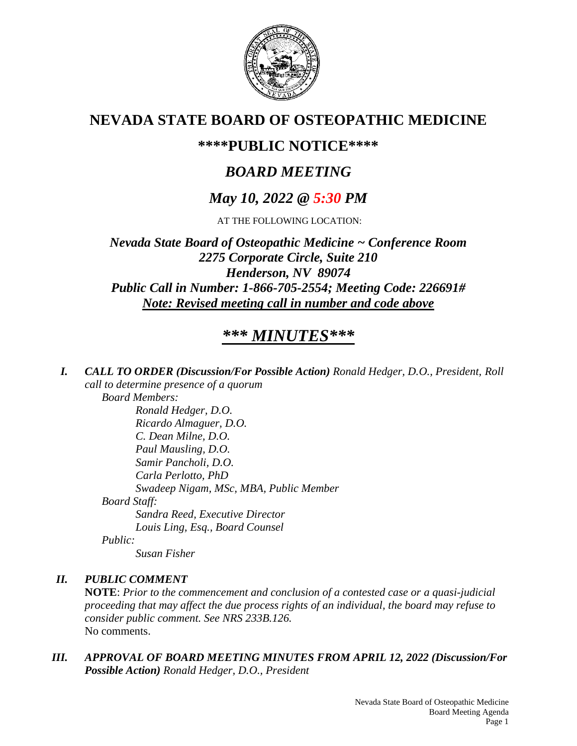# NEVADA STATE BOARD OF OSTEOPATHIC MEDICINE

## \*\*\*\*PUBLIC NOTICE\*\*\*\*

## *BOARD MEETING*

## *May 10, 2022 @ 5:30 PM*

AT THE FOLLOWING LOCATION:

***Nevada State Board of Osteopathic Medicine ~ Conference Room***
***2275 Corporate Circle, Suite 210***
***Henderson, NV 89074***
***Public Call in Number: 1-866-705-2554; Meeting Code: 226691#***
***Note: Revised meeting call in number and code above***

## *\*\*\* MINUTES\*\*\**

***I. CALL TO ORDER (Discussion/For Possible Action)*** *Ronald Hedger, D.O., President, Roll call to determine presence of a quorum*

*Board Members:*

*Ronald Hedger, D.O.*
*Ricardo Almaguer, D.O.*
*C. Dean Milne, D.O.*
*Paul Mausling, D.O.*
*Samir Pancholi, D.O.*
*Carla Perlotto, PhD*
*Swadeep Nigam, MSc, MBA, Public Member*

*Board Staff:*

*Sandra Reed, Executive Director*
*Louis Ling, Esq., Board Counsel*

*Public:*

*Susan Fisher*

***II. PUBLIC COMMENT***

**NOTE**: *Prior to the commencement and conclusion of a contested case or a quasi-judicial proceeding that may affect the due process rights of an individual, the board may refuse to consider public comment. See NRS 233B.126.*
No comments.

***III. APPROVAL OF BOARD MEETING MINUTES FROM APRIL 12, 2022 (Discussion/For Possible Action)*** *Ronald Hedger, D.O., President*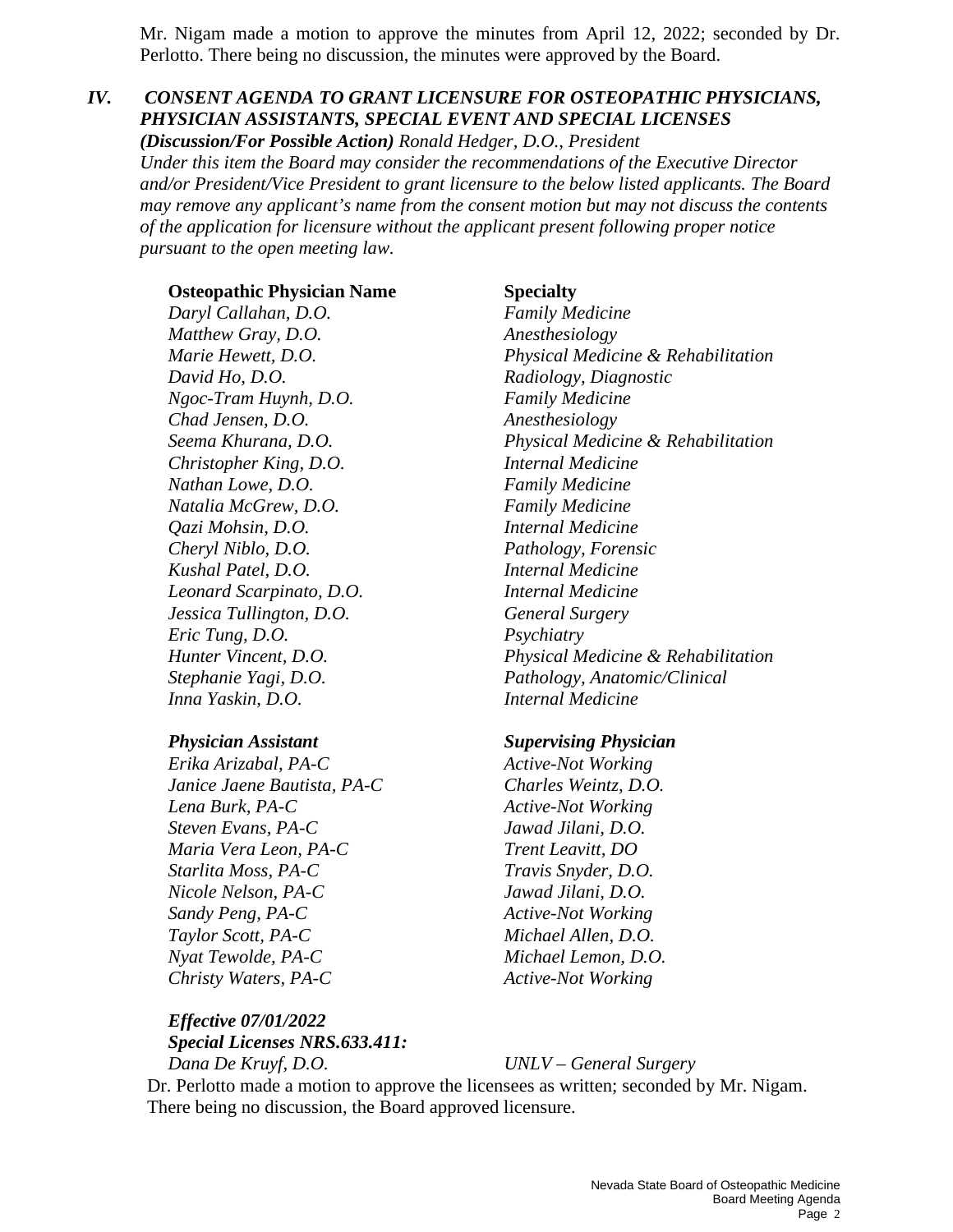Mr. Nigam made a motion to approve the minutes from April 12, 2022; seconded by Dr. Perlotto. There being no discussion, the minutes were approved by the Board.

### *IV. CONSENT AGENDA TO GRANT LICENSURE FOR OSTEOPATHIC PHYSICIANS, PHYSICIAN ASSISTANTS, SPECIAL EVENT AND SPECIAL LICENSES*

***(Discussion/For Possible Action)*** *Ronald Hedger, D.O., President*
*Under this item the Board may consider the recommendations of the Executive Director and/or President/Vice President to grant licensure to the below listed applicants. The Board may remove any applicant's name from the consent motion but may not discuss the contents of the application for licensure without the applicant present following proper notice pursuant to the open meeting law.*

| **Osteopathic Physician Name** | **Specialty** |
| --- | --- |
| *Daryl Callahan, D.O.* | *Family Medicine* |
| *Matthew Gray, D.O.* | *Anesthesiology* |
| *Marie Hewett, D.O.* | *Physical Medicine & Rehabilitation* |
| *David Ho, D.O.* | *Radiology, Diagnostic* |
| *Ngoc-Tram Huynh, D.O.* | *Family Medicine* |
| *Chad Jensen, D.O.* | *Anesthesiology* |
| *Seema Khurana, D.O.* | *Physical Medicine & Rehabilitation* |
| *Christopher King, D.O.* | *Internal Medicine* |
| *Nathan Lowe, D.O.* | *Family Medicine* |
| *Natalia McGrew, D.O.* | *Family Medicine* |
| *Qazi Mohsin, D.O.* | *Internal Medicine* |
| *Cheryl Niblo, D.O.* | *Pathology, Forensic* |
| *Kushal Patel, D.O.* | *Internal Medicine* |
| *Leonard Scarpinato, D.O.* | *Internal Medicine* |
| *Jessica Tullington, D.O.* | *General Surgery* |
| *Eric Tung, D.O.* | *Psychiatry* |
| *Hunter Vincent, D.O.* | *Physical Medicine & Rehabilitation* |
| *Stephanie Yagi, D.O.* | *Pathology, Anatomic/Clinical* |
| *Inna Yaskin, D.O.* | *Internal Medicine* |

| ***Physician Assistant*** | ***Supervising Physician*** |
| --- | --- |
| *Erika Arizabal, PA-C* | *Active-Not Working* |
| *Janice Jaene Bautista, PA-C* | *Charles Weintz, D.O.* |
| *Lena Burk, PA-C* | *Active-Not Working* |
| *Steven Evans, PA-C* | *Jawad Jilani, D.O.* |
| *Maria Vera Leon, PA-C* | *Trent Leavitt, DO* |
| *Starlita Moss, PA-C* | *Travis Snyder, D.O.* |
| *Nicole Nelson, PA-C* | *Jawad Jilani, D.O.* |
| *Sandy Peng, PA-C* | *Active-Not Working* |
| *Taylor Scott, PA-C* | *Michael Allen, D.O.* |
| *Nyat Tewolde, PA-C* | *Michael Lemon, D.O.* |
| *Christy Waters, PA-C* | *Active-Not Working* |

***Effective 07/01/2022***
***Special Licenses NRS.633.411:***

| | |
| --- | --- |
| *Dana De Kruyf, D.O.* | *UNLV – General Surgery* |

Dr. Perlotto made a motion to approve the licensees as written; seconded by Mr. Nigam. There being no discussion, the Board approved licensure.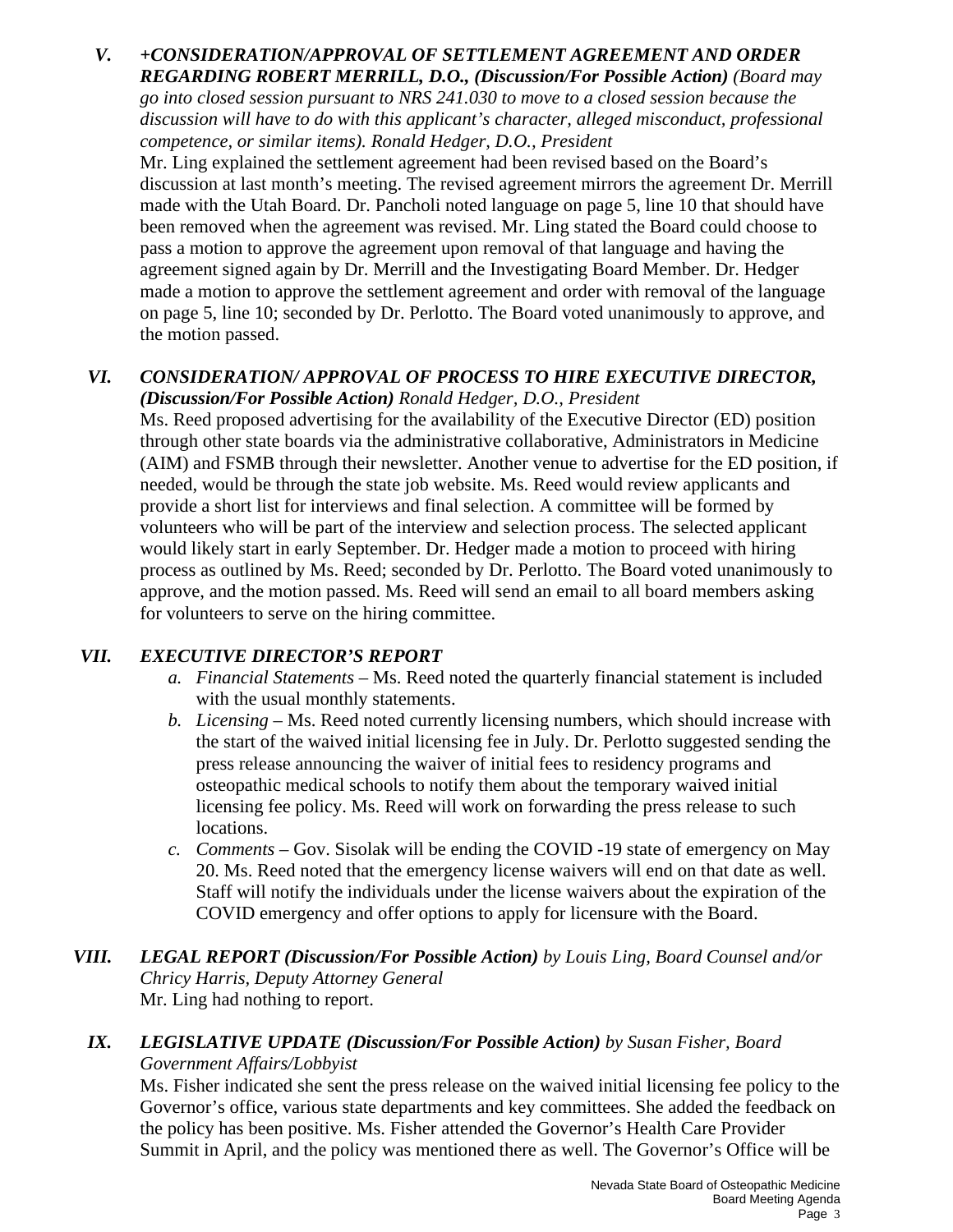### V. *+CONSIDERATION/APPROVAL OF SETTLEMENT AGREEMENT AND ORDER REGARDING ROBERT MERRILL, D.O., (Discussion/For Possible Action) (Board may go into closed session pursuant to NRS 241.030 to move to a closed session because the discussion will have to do with this applicant's character, alleged misconduct, professional competence, or similar items). Ronald Hedger, D.O., President*

Mr. Ling explained the settlement agreement had been revised based on the Board's discussion at last month's meeting. The revised agreement mirrors the agreement Dr. Merrill made with the Utah Board. Dr. Pancholi noted language on page 5, line 10 that should have been removed when the agreement was revised. Mr. Ling stated the Board could choose to pass a motion to approve the agreement upon removal of that language and having the agreement signed again by Dr. Merrill and the Investigating Board Member. Dr. Hedger made a motion to approve the settlement agreement and order with removal of the language on page 5, line 10; seconded by Dr. Perlotto. The Board voted unanimously to approve, and the motion passed.

### VI. *CONSIDERATION/ APPROVAL OF PROCESS TO HIRE EXECUTIVE DIRECTOR, (Discussion/For Possible Action) Ronald Hedger, D.O., President*

Ms. Reed proposed advertising for the availability of the Executive Director (ED) position through other state boards via the administrative collaborative, Administrators in Medicine (AIM) and FSMB through their newsletter. Another venue to advertise for the ED position, if needed, would be through the state job website. Ms. Reed would review applicants and provide a short list for interviews and final selection. A committee will be formed by volunteers who will be part of the interview and selection process. The selected applicant would likely start in early September. Dr. Hedger made a motion to proceed with hiring process as outlined by Ms. Reed; seconded by Dr. Perlotto. The Board voted unanimously to approve, and the motion passed. Ms. Reed will send an email to all board members asking for volunteers to serve on the hiring committee.

### VII. *EXECUTIVE DIRECTOR'S REPORT*

a. *Financial Statements* – Ms. Reed noted the quarterly financial statement is included with the usual monthly statements.
b. *Licensing* – Ms. Reed noted currently licensing numbers, which should increase with the start of the waived initial licensing fee in July. Dr. Perlotto suggested sending the press release announcing the waiver of initial fees to residency programs and osteopathic medical schools to notify them about the temporary waived initial licensing fee policy. Ms. Reed will work on forwarding the press release to such locations.
c. *Comments* – Gov. Sisolak will be ending the COVID -19 state of emergency on May 20. Ms. Reed noted that the emergency license waivers will end on that date as well. Staff will notify the individuals under the license waivers about the expiration of the COVID emergency and offer options to apply for licensure with the Board.

### VIII. *LEGAL REPORT (Discussion/For Possible Action) by Louis Ling, Board Counsel and/or Chricy Harris, Deputy Attorney General*

Mr. Ling had nothing to report.

### IX. *LEGISLATIVE UPDATE (Discussion/For Possible Action) by Susan Fisher, Board Government Affairs/Lobbyist*

Ms. Fisher indicated she sent the press release on the waived initial licensing fee policy to the Governor's office, various state departments and key committees. She added the feedback on the policy has been positive. Ms. Fisher attended the Governor's Health Care Provider Summit in April, and the policy was mentioned there as well. The Governor's Office will be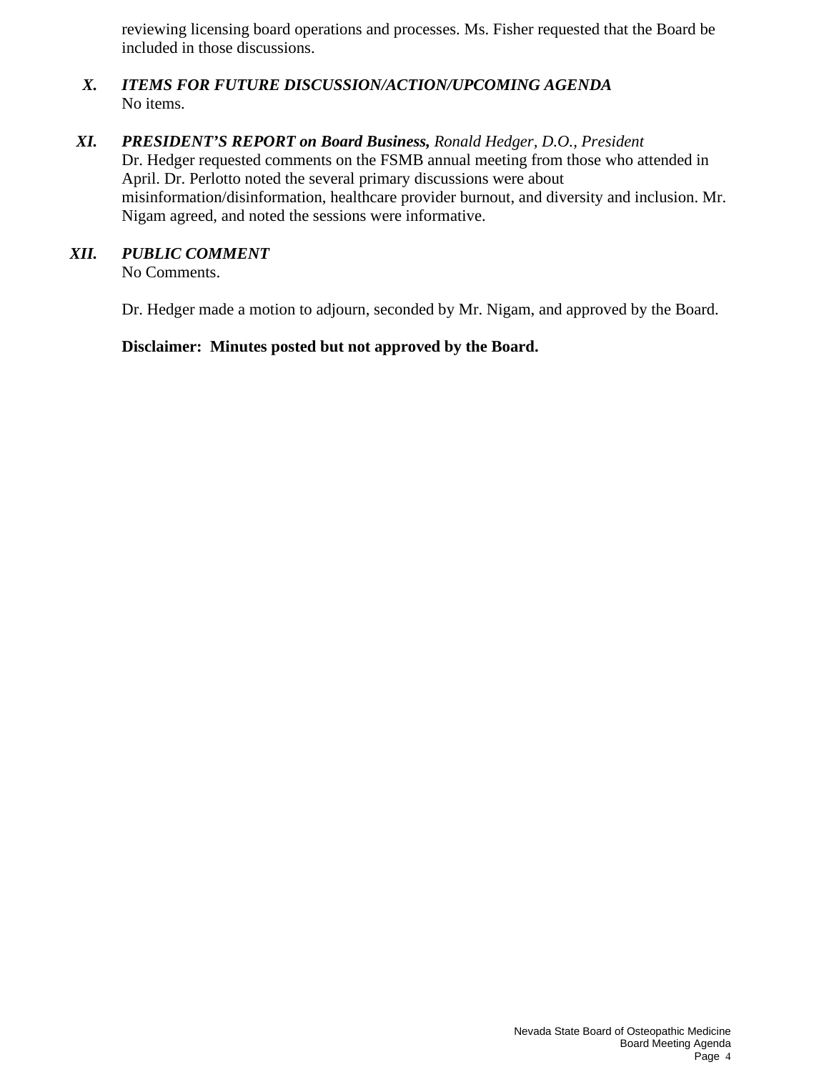reviewing licensing board operations and processes. Ms. Fisher requested that the Board be included in those discussions.

## X. *ITEMS FOR FUTURE DISCUSSION/ACTION/UPCOMING AGENDA*

No items.

## XI. ***PRESIDENT'S REPORT on Board Business,*** *Ronald Hedger, D.O., President*

Dr. Hedger requested comments on the FSMB annual meeting from those who attended in April. Dr. Perlotto noted the several primary discussions were about misinformation/disinformation, healthcare provider burnout, and diversity and inclusion. Mr. Nigam agreed, and noted the sessions were informative.

## XII. *PUBLIC COMMENT*

No Comments.

Dr. Hedger made a motion to adjourn, seconded by Mr. Nigam, and approved by the Board.

**Disclaimer: Minutes posted but not approved by the Board.**